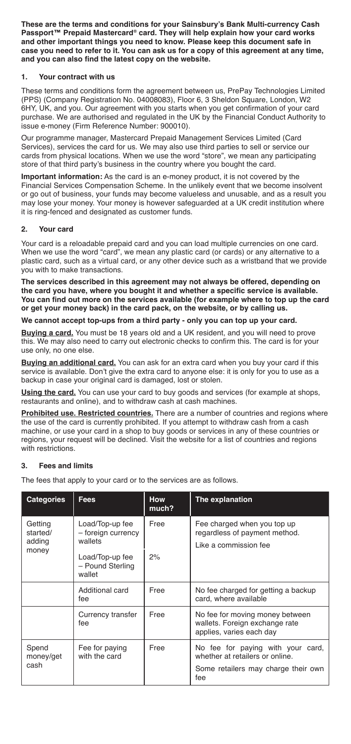**These are the terms and conditions for your Sainsbury's Bank Multi-currency Cash Passport™ Prepaid Mastercard® card. They will help explain how your card works and other important things you need to know. Please keep this document safe in case you need to refer to it. You can ask us for a copy of this agreement at any time, and you can also find the latest copy on the website.**

## 1. Your contract with us

These terms and conditions form the agreement between us, PrePay Technologies Limited (PPS) (Company Registration No. 04008083), Floor 6, 3 Sheldon Square, London, W2 6HY, UK, and you. Our agreement with you starts when you get confirmation of your card purchase. We are authorised and regulated in the UK by the Financial Conduct Authority to issue e-money (Firm Reference Number: 900010).

Our programme manager, Mastercard Prepaid Management Services Limited (Card Services), services the card for us. We may also use third parties to sell or service our cards from physical locations. When we use the word "store", we mean any participating store of that third party's business in the country where you bought the card.

**Important information:** As the card is an e-money product, it is not covered by the Financial Services Compensation Scheme. In the unlikely event that we become insolvent or go out of business, your funds may become valueless and unusable, and as a result you may lose your money. Your money is however safeguarded at a UK credit institution where it is ring-fenced and designated as customer funds.

## 2. Your card

Your card is a reloadable prepaid card and you can load multiple currencies on one card. When we use the word "card", we mean any plastic card (or cards) or any alternative to a plastic card, such as a virtual card, or any other device such as a wristband that we provide you with to make transactions.

**The services described in this agreement may not always be offered, depending on the card you have, where you bought it and whether a specific service is available. You can find out more on the services available (for example where to top up the card or get your money back) in the card pack, on the website, or by calling us.**

**We cannot accept top-ups from a third party - only you can top up your card.**

**Buying a card.** You must be 18 years old and a UK resident, and you will need to prove this. We may also need to carry out electronic checks to confirm this. The card is for your use only, no one else.

**Buying an additional card.** You can ask for an extra card when you buy your card if this service is available. Don't give the extra card to anyone else: it is only for you to use as a backup in case your original card is damaged, lost or stolen.

**Using the card.** You can use your card to buy goods and services (for example at shops, restaurants and online), and to withdraw cash at cash machines.

**Prohibited use. Restricted countries.** There are a number of countries and regions where the use of the card is currently prohibited. If you attempt to withdraw cash from a cash machine, or use your card in a shop to buy goods or services in any of these countries or regions, your request will be declined. Visit the website for a list of countries and regions with restrictions.

## 3. Fees and limits

The fees that apply to your card or to the services are as follows.

| Categories | Fees | How much? | The explanation |
|---|---|---|---|
| Getting started/ adding money | Load/Top-up fee – foreign currency wallets | Free | Fee charged when you top up regardless of payment method. Like a commission fee |
| | Load/Top-up fee – Pound Sterling wallet | 2% | |
| | Additional card fee | Free | No fee charged for getting a backup card, where available |
| | Currency transfer fee | Free | No fee for moving money between wallets. Foreign exchange rate applies, varies each day |
| Spend money/get cash | Fee for paying with the card | Free | No fee for paying with your card, whether at retailers or online. Some retailers may charge their own fee |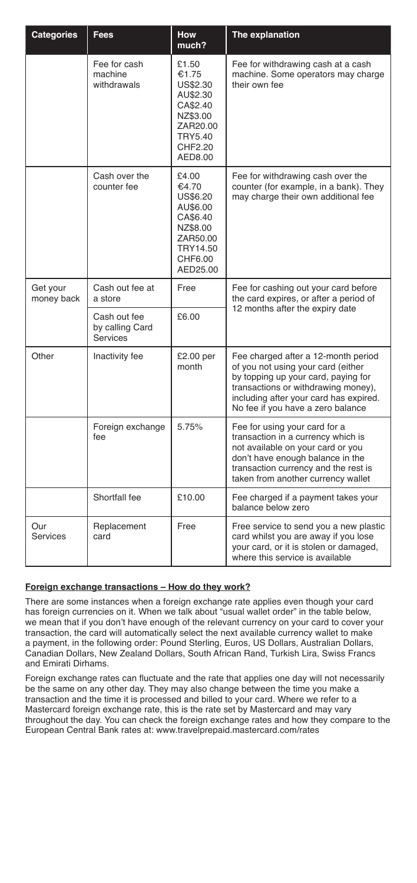| Categories | Fees | How much? | The explanation |
|---|---|---|---|
| | Fee for cash machine withdrawals | £1.50 €1.75 US$2.30 AU$2.30 CA$2.40 NZ$3.00 ZAR20.00 TRY5.40 CHF2.20 AED8.00 | Fee for withdrawing cash at a cash machine. Some operators may charge their own fee |
| | Cash over the counter fee | £4.00 €4.70 US$6.20 AU$6.00 CA$6.40 NZ$8.00 ZAR50.00 TRY14.50 CHF6.00 AED25.00 | Fee for withdrawing cash over the counter (for example, in a bank). They may charge their own additional fee |
| Get your money back | Cash out fee at a store | Free | Fee for cashing out your card before the card expires, or after a period of 12 months after the expiry date |
| | Cash out fee by calling Card Services | £6.00 | |
| Other | Inactivity fee | £2.00 per month | Fee charged after a 12-month period of you not using your card (either by topping up your card, paying for transactions or withdrawing money), including after your card has expired. No fee if you have a zero balance |
| | Foreign exchange fee | 5.75% | Fee for using your card for a transaction in a currency which is not available on your card or you don't have enough balance in the transaction currency and the rest is taken from another currency wallet |
| | Shortfall fee | £10.00 | Fee charged if a payment takes your balance below zero |
| Our Services | Replacement card | Free | Free service to send you a new plastic card whilst you are away if you lose your card, or it is stolen or damaged, where this service is available |

**Foreign exchange transactions – How do they work?**

There are some instances when a foreign exchange rate applies even though your card has foreign currencies on it. When we talk about "usual wallet order" in the table below, we mean that if you don't have enough of the relevant currency on your card to cover your transaction, the card will automatically select the next available currency wallet to make a payment, in the following order: Pound Sterling, Euros, US Dollars, Australian Dollars, Canadian Dollars, New Zealand Dollars, South African Rand, Turkish Lira, Swiss Francs and Emirati Dirhams.

Foreign exchange rates can fluctuate and the rate that applies one day will not necessarily be the same on any other day. They may also change between the time you make a transaction and the time it is processed and billed to your card. Where we refer to a Mastercard foreign exchange rate, this is the rate set by Mastercard and may vary throughout the day. You can check the foreign exchange rates and how they compare to the European Central Bank rates at: www.travelprepaid.mastercard.com/rates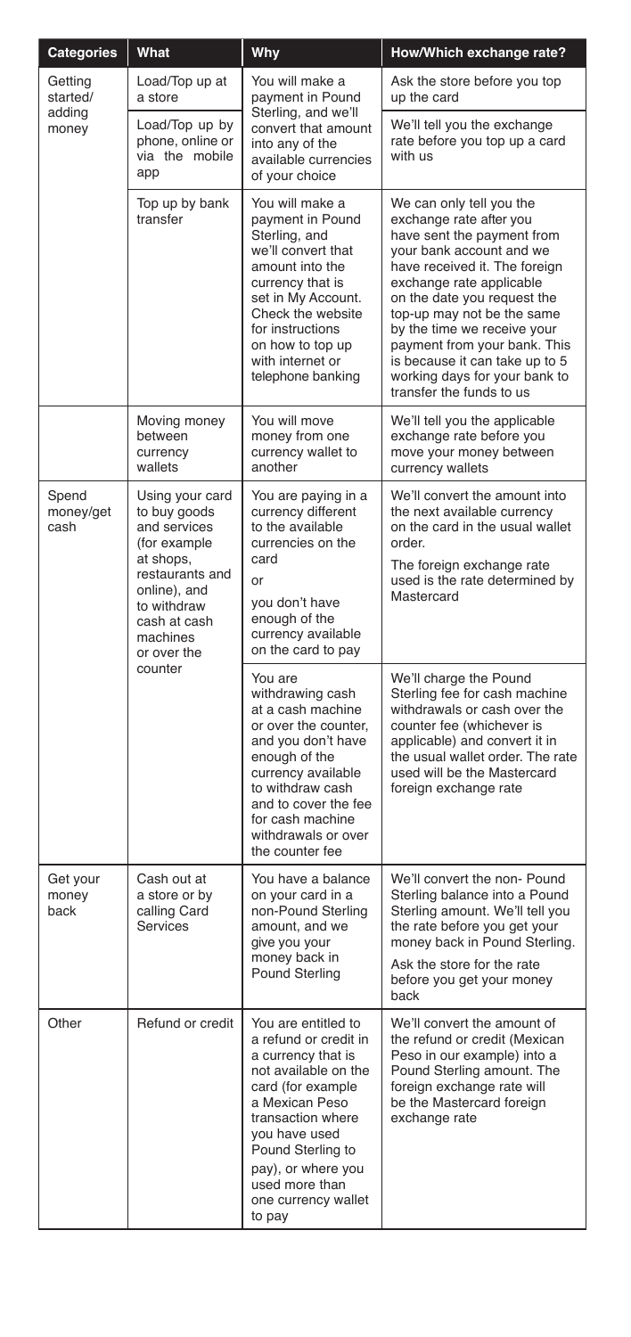| Categories | What | Why | How/Which exchange rate? |
| --- | --- | --- | --- |
| Getting started/ adding money | Load/Top up at a store | You will make a payment in Pound Sterling, and we'll convert that amount into any of the available currencies of your choice | Ask the store before you top up the card |
| | Load/Top up by phone, online or via the mobile app | | We'll tell you the exchange rate before you top up a card with us |
| | Top up by bank transfer | You will make a payment in Pound Sterling, and we'll convert that amount into the currency that is set in My Account. Check the website for instructions on how to top up with internet or telephone banking | We can only tell you the exchange rate after you have sent the payment from your bank account and we have received it. The foreign exchange rate applicable on the date you request the top-up may not be the same by the time we receive your payment from your bank. This is because it can take up to 5 working days for your bank to transfer the funds to us |
| | Moving money between currency wallets | You will move money from one currency wallet to another | We'll tell you the applicable exchange rate before you move your money between currency wallets |
| Spend money/get cash | Using your card to buy goods and services (for example at shops, restaurants and online), and to withdraw cash at cash machines or over the counter | You are paying in a currency different to the available currencies on the card or you don't have enough of the currency available on the card to pay | We'll convert the amount into the next available currency on the card in the usual wallet order. The foreign exchange rate used is the rate determined by Mastercard |
| | | You are withdrawing cash at a cash machine or over the counter, and you don't have enough of the currency available to withdraw cash and to cover the fee for cash machine withdrawals or over the counter fee | We'll charge the Pound Sterling fee for cash machine withdrawals or cash over the counter fee (whichever is applicable) and convert it in the usual wallet order. The rate used will be the Mastercard foreign exchange rate |
| Get your money back | Cash out at a store or by calling Card Services | You have a balance on your card in a non-Pound Sterling amount, and we give you your money back in Pound Sterling | We'll convert the non- Pound Sterling balance into a Pound Sterling amount. We'll tell you the rate before you get your money back in Pound Sterling. Ask the store for the rate before you get your money back |
| Other | Refund or credit | You are entitled to a refund or credit in a currency that is not available on the card (for example a Mexican Peso transaction where you have used Pound Sterling to pay), or where you used more than one currency wallet to pay | We'll convert the amount of the refund or credit (Mexican Peso in our example) into a Pound Sterling amount. The foreign exchange rate will be the Mastercard foreign exchange rate |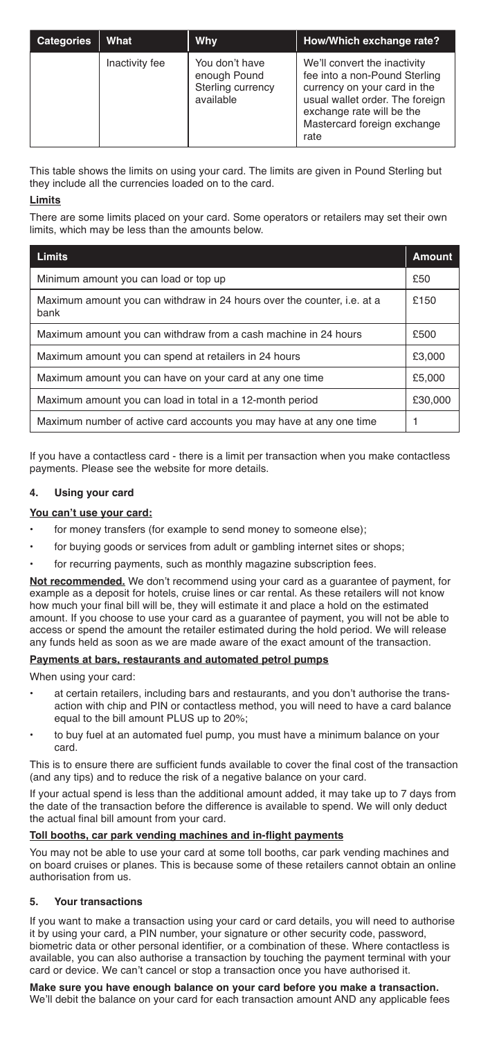| Categories | What | Why | How/Which exchange rate? |
| --- | --- | --- | --- |
| | Inactivity fee | You don't have enough Pound Sterling currency available | We'll convert the inactivity fee into a non-Pound Sterling currency on your card in the usual wallet order. The foreign exchange rate will be the Mastercard foreign exchange rate |

This table shows the limits on using your card. The limits are given in Pound Sterling but they include all the currencies loaded on to the card.

**Limits**

There are some limits placed on your card. Some operators or retailers may set their own limits, which may be less than the amounts below.

| Limits | Amount |
| --- | --- |
| Minimum amount you can load or top up | £50 |
| Maximum amount you can withdraw in 24 hours over the counter, i.e. at a bank | £150 |
| Maximum amount you can withdraw from a cash machine in 24 hours | £500 |
| Maximum amount you can spend at retailers in 24 hours | £3,000 |
| Maximum amount you can have on your card at any one time | £5,000 |
| Maximum amount you can load in total in a 12-month period | £30,000 |
| Maximum number of active card accounts you may have at any one time | 1 |

If you have a contactless card - there is a limit per transaction when you make contactless payments. Please see the website for more details.

## 4. Using your card

**You can't use your card:**

- for money transfers (for example to send money to someone else);
- for buying goods or services from adult or gambling internet sites or shops;
- for recurring payments, such as monthly magazine subscription fees.

**Not recommended.** We don't recommend using your card as a guarantee of payment, for example as a deposit for hotels, cruise lines or car rental. As these retailers will not know how much your final bill will be, they will estimate it and place a hold on the estimated amount. If you choose to use your card as a guarantee of payment, you will not be able to access or spend the amount the retailer estimated during the hold period. We will release any funds held as soon as we are made aware of the exact amount of the transaction.

**Payments at bars, restaurants and automated petrol pumps**

When using your card:

- at certain retailers, including bars and restaurants, and you don't authorise the transaction with chip and PIN or contactless method, you will need to have a card balance equal to the bill amount PLUS up to 20%;
- to buy fuel at an automated fuel pump, you must have a minimum balance on your card.

This is to ensure there are sufficient funds available to cover the final cost of the transaction (and any tips) and to reduce the risk of a negative balance on your card.

If your actual spend is less than the additional amount added, it may take up to 7 days from the date of the transaction before the difference is available to spend. We will only deduct the actual final bill amount from your card.

**Toll booths, car park vending machines and in-flight payments**

You may not be able to use your card at some toll booths, car park vending machines and on board cruises or planes. This is because some of these retailers cannot obtain an online authorisation from us.

## 5. Your transactions

If you want to make a transaction using your card or card details, you will need to authorise it by using your card, a PIN number, your signature or other security code, password, biometric data or other personal identifier, or a combination of these. Where contactless is available, you can also authorise a transaction by touching the payment terminal with your card or device. We can't cancel or stop a transaction once you have authorised it.

**Make sure you have enough balance on your card before you make a transaction.** We'll debit the balance on your card for each transaction amount AND any applicable fees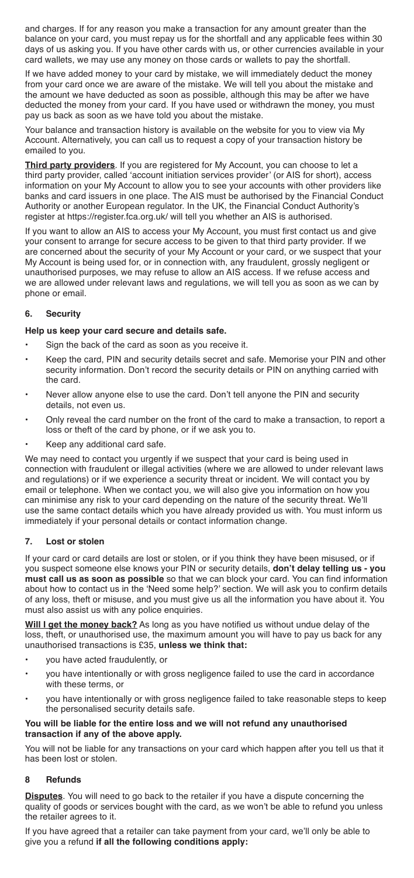and charges. If for any reason you make a transaction for any amount greater than the balance on your card, you must repay us for the shortfall and any applicable fees within 30 days of us asking you. If you have other cards with us, or other currencies available in your card wallets, we may use any money on those cards or wallets to pay the shortfall.

If we have added money to your card by mistake, we will immediately deduct the money from your card once we are aware of the mistake. We will tell you about the mistake and the amount we have deducted as soon as possible, although this may be after we have deducted the money from your card. If you have used or withdrawn the money, you must pay us back as soon as we have told you about the mistake.

Your balance and transaction history is available on the website for you to view via My Account. Alternatively, you can call us to request a copy of your transaction history be emailed to you.

**Third party providers**. If you are registered for My Account, you can choose to let a third party provider, called 'account initiation services provider' (or AIS for short), access information on your My Account to allow you to see your accounts with other providers like banks and card issuers in one place. The AIS must be authorised by the Financial Conduct Authority or another European regulator. In the UK, the Financial Conduct Authority's register at https://register.fca.org.uk/ will tell you whether an AIS is authorised.

If you want to allow an AIS to access your My Account, you must first contact us and give your consent to arrange for secure access to be given to that third party provider. If we are concerned about the security of your My Account or your card, or we suspect that your My Account is being used for, or in connection with, any fraudulent, grossly negligent or unauthorised purposes, we may refuse to allow an AIS access. If we refuse access and we are allowed under relevant laws and regulations, we will tell you as soon as we can by phone or email.

## 6. Security

**Help us keep your card secure and details safe.**

- Sign the back of the card as soon as you receive it.
- Keep the card, PIN and security details secret and safe. Memorise your PIN and other security information. Don't record the security details or PIN on anything carried with the card.
- Never allow anyone else to use the card. Don't tell anyone the PIN and security details, not even us.
- Only reveal the card number on the front of the card to make a transaction, to report a loss or theft of the card by phone, or if we ask you to.
- Keep any additional card safe.

We may need to contact you urgently if we suspect that your card is being used in connection with fraudulent or illegal activities (where we are allowed to under relevant laws and regulations) or if we experience a security threat or incident. We will contact you by email or telephone. When we contact you, we will also give you information on how you can minimise any risk to your card depending on the nature of the security threat. We'll use the same contact details which you have already provided us with. You must inform us immediately if your personal details or contact information change.

## 7. Lost or stolen

If your card or card details are lost or stolen, or if you think they have been misused, or if you suspect someone else knows your PIN or security details, **don't delay telling us - you must call us as soon as possible** so that we can block your card. You can find information about how to contact us in the 'Need some help?' section. We will ask you to confirm details of any loss, theft or misuse, and you must give us all the information you have about it. You must also assist us with any police enquiries.

**Will I get the money back?** As long as you have notified us without undue delay of the loss, theft, or unauthorised use, the maximum amount you will have to pay us back for any unauthorised transactions is £35, **unless we think that:**

- you have acted fraudulently, or
- you have intentionally or with gross negligence failed to use the card in accordance with these terms, or
- you have intentionally or with gross negligence failed to take reasonable steps to keep the personalised security details safe.

**You will be liable for the entire loss and we will not refund any unauthorised transaction if any of the above apply.**

You will not be liable for any transactions on your card which happen after you tell us that it has been lost or stolen.

## 8 Refunds

**Disputes**. You will need to go back to the retailer if you have a dispute concerning the quality of goods or services bought with the card, as we won't be able to refund you unless the retailer agrees to it.

If you have agreed that a retailer can take payment from your card, we'll only be able to give you a refund **if all the following conditions apply:**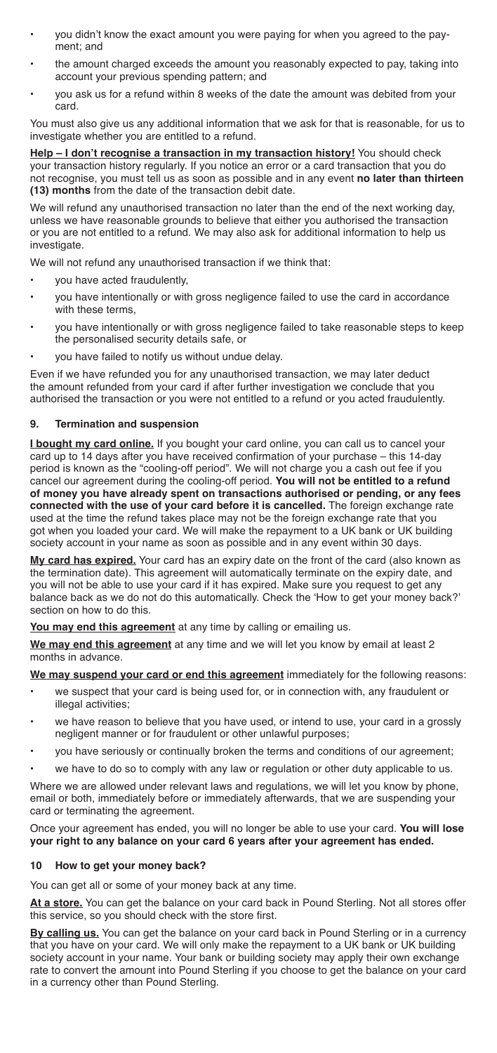- you didn't know the exact amount you were paying for when you agreed to the payment; and
- the amount charged exceeds the amount you reasonably expected to pay, taking into account your previous spending pattern; and
- you ask us for a refund within 8 weeks of the date the amount was debited from your card.

You must also give us any additional information that we ask for that is reasonable, for us to investigate whether you are entitled to a refund.

**Help – I don't recognise a transaction in my transaction history!** You should check your transaction history regularly. If you notice an error or a card transaction that you do not recognise, you must tell us as soon as possible and in any event **no later than thirteen (13) months** from the date of the transaction debit date.

We will refund any unauthorised transaction no later than the end of the next working day, unless we have reasonable grounds to believe that either you authorised the transaction or you are not entitled to a refund. We may also ask for additional information to help us investigate.

We will not refund any unauthorised transaction if we think that:

- you have acted fraudulently,
- you have intentionally or with gross negligence failed to use the card in accordance with these terms,
- you have intentionally or with gross negligence failed to take reasonable steps to keep the personalised security details safe, or
- you have failed to notify us without undue delay.

Even if we have refunded you for any unauthorised transaction, we may later deduct the amount refunded from your card if after further investigation we conclude that you authorised the transaction or you were not entitled to a refund or you acted fraudulently.

## 9. Termination and suspension

**I bought my card online.** If you bought your card online, you can call us to cancel your card up to 14 days after you have received confirmation of your purchase – this 14-day period is known as the "cooling-off period". We will not charge you a cash out fee if you cancel our agreement during the cooling-off period. **You will not be entitled to a refund of money you have already spent on transactions authorised or pending, or any fees connected with the use of your card before it is cancelled.** The foreign exchange rate used at the time the refund takes place may not be the foreign exchange rate that you got when you loaded your card. We will make the repayment to a UK bank or UK building society account in your name as soon as possible and in any event within 30 days.

**My card has expired.** Your card has an expiry date on the front of the card (also known as the termination date). This agreement will automatically terminate on the expiry date, and you will not be able to use your card if it has expired. Make sure you request to get any balance back as we do not do this automatically. Check the 'How to get your money back?' section on how to do this.

**You may end this agreement** at any time by calling or emailing us.

**We may end this agreement** at any time and we will let you know by email at least 2 months in advance.

**We may suspend your card or end this agreement** immediately for the following reasons:

- we suspect that your card is being used for, or in connection with, any fraudulent or illegal activities;
- we have reason to believe that you have used, or intend to use, your card in a grossly negligent manner or for fraudulent or other unlawful purposes;
- you have seriously or continually broken the terms and conditions of our agreement;
- we have to do so to comply with any law or regulation or other duty applicable to us.

Where we are allowed under relevant laws and regulations, we will let you know by phone, email or both, immediately before or immediately afterwards, that we are suspending your card or terminating the agreement.

Once your agreement has ended, you will no longer be able to use your card. **You will lose your right to any balance on your card 6 years after your agreement has ended.**

## 10 How to get your money back?

You can get all or some of your money back at any time.

**At a store.** You can get the balance on your card back in Pound Sterling. Not all stores offer this service, so you should check with the store first.

**By calling us.** You can get the balance on your card back in Pound Sterling or in a currency that you have on your card. We will only make the repayment to a UK bank or UK building society account in your name. Your bank or building society may apply their own exchange rate to convert the amount into Pound Sterling if you choose to get the balance on your card in a currency other than Pound Sterling.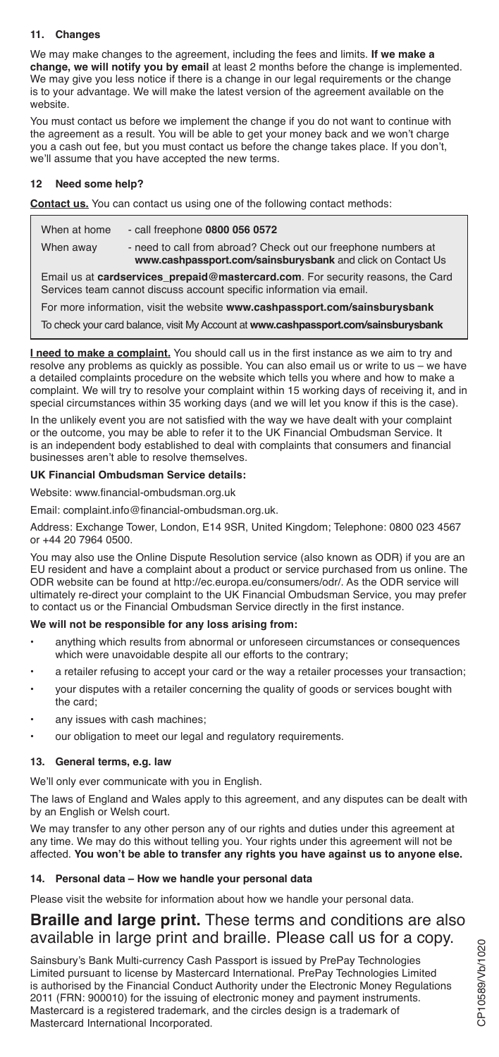### 11. Changes

We may make changes to the agreement, including the fees and limits. **If we make a change, we will notify you by email** at least 2 months before the change is implemented. We may give you less notice if there is a change in our legal requirements or the change is to your advantage. We will make the latest version of the agreement available on the website.

You must contact us before we implement the change if you do not want to continue with the agreement as a result. You will be able to get your money back and we won't charge you a cash out fee, but you must contact us before the change takes place. If you don't, we'll assume that you have accepted the new terms.

### 12 Need some help?

**Contact us.** You can contact us using one of the following contact methods:

| | |
|---|---|
| When at home | - call freephone **0800 056 0572** |
| When away | - need to call from abroad? Check out our freephone numbers at **www.cashpassport.com/sainsburysbank** and click on Contact Us |

Email us at **cardservices_prepaid@mastercard.com**. For security reasons, the Card Services team cannot discuss account specific information via email.

For more information, visit the website **www.cashpassport.com/sainsburysbank**

To check your card balance, visit My Account at **www.cashpassport.com/sainsburysbank**

**I need to make a complaint.** You should call us in the first instance as we aim to try and resolve any problems as quickly as possible. You can also email us or write to us – we have a detailed complaints procedure on the website which tells you where and how to make a complaint. We will try to resolve your complaint within 15 working days of receiving it, and in special circumstances within 35 working days (and we will let you know if this is the case).

In the unlikely event you are not satisfied with the way we have dealt with your complaint or the outcome, you may be able to refer it to the UK Financial Ombudsman Service. It is an independent body established to deal with complaints that consumers and financial businesses aren't able to resolve themselves.

**UK Financial Ombudsman Service details:**

Website: www.financial-ombudsman.org.uk

Email: complaint.info@financial-ombudsman.org.uk.

Address: Exchange Tower, London, E14 9SR, United Kingdom; Telephone: 0800 023 4567 or +44 20 7964 0500.

You may also use the Online Dispute Resolution service (also known as ODR) if you are an EU resident and have a complaint about a product or service purchased from us online. The ODR website can be found at http://ec.europa.eu/consumers/odr/. As the ODR service will ultimately re-direct your complaint to the UK Financial Ombudsman Service, you may prefer to contact us or the Financial Ombudsman Service directly in the first instance.

**We will not be responsible for any loss arising from:**

- anything which results from abnormal or unforeseen circumstances or consequences which were unavoidable despite all our efforts to the contrary;
- a retailer refusing to accept your card or the way a retailer processes your transaction;
- your disputes with a retailer concerning the quality of goods or services bought with the card;
- any issues with cash machines;
- our obligation to meet our legal and regulatory requirements.

### 13. General terms, e.g. law

We'll only ever communicate with you in English.

The laws of England and Wales apply to this agreement, and any disputes can be dealt with by an English or Welsh court.

We may transfer to any other person any of our rights and duties under this agreement at any time. We may do this without telling you. Your rights under this agreement will not be affected. **You won't be able to transfer any rights you have against us to anyone else.**

### 14. Personal data – How we handle your personal data

Please visit the website for information about how we handle your personal data.

## Braille and large print. These terms and conditions are also available in large print and braille. Please call us for a copy.

Sainsbury's Bank Multi-currency Cash Passport is issued by PrePay Technologies Limited pursuant to license by Mastercard International. PrePay Technologies Limited is authorised by the Financial Conduct Authority under the Electronic Money Regulations 2011 (FRN: 900010) for the issuing of electronic money and payment instruments. Mastercard is a registered trademark, and the circles design is a trademark of Mastercard International Incorporated.

CP10589/Vb/1020